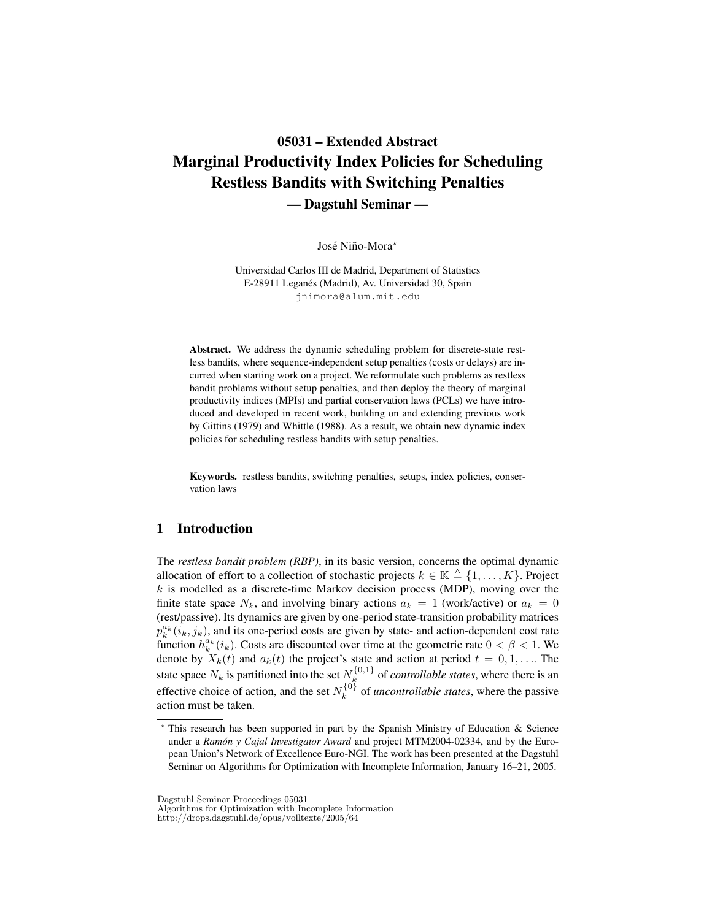# 05031 – Extended Abstract
# Marginal Productivity Index Policies for Scheduling Restless Bandits with Switching Penalties
## — Dagstuhl Seminar —

José Niño-Mora*

Universidad Carlos III de Madrid, Department of Statistics
E-28911 Leganés (Madrid), Av. Universidad 30, Spain
jnimora@alum.mit.edu

**Abstract.** We address the dynamic scheduling problem for discrete-state restless bandits, where sequence-independent setup penalties (costs or delays) are incurred when starting work on a project. We reformulate such problems as restless bandit problems without setup penalties, and then deploy the theory of marginal productivity indices (MPIs) and partial conservation laws (PCLs) we have introduced and developed in recent work, building on and extending previous work by Gittins (1979) and Whittle (1988). As a result, we obtain new dynamic index policies for scheduling restless bandits with setup penalties.

**Keywords.** restless bandits, switching penalties, setups, index policies, conservation laws

## 1 Introduction

The *restless bandit problem (RBP)*, in its basic version, concerns the optimal dynamic allocation of effort to a collection of stochastic projects $k \in \mathbb{K} \triangleq \{1, \ldots, K\}$. Project $k$ is modelled as a discrete-time Markov decision process (MDP), moving over the finite state space $N_k$, and involving binary actions $a_k = 1$ (work/active) or $a_k = 0$ (rest/passive). Its dynamics are given by one-period state-transition probability matrices $p_k^{a_k}(i_k, j_k)$, and its one-period costs are given by state- and action-dependent cost rate function $h_k^{a_k}(i_k)$. Costs are discounted over time at the geometric rate $0 < \beta < 1$. We denote by $X_k(t)$ and $a_k(t)$ the project's state and action at period $t = 0, 1, \ldots$. The state space $N_k$ is partitioned into the set $N_k^{\{0,1\}}$ of *controllable states*, where there is an effective choice of action, and the set $N_k^{\{0\}}$ of *uncontrollable states*, where the passive action must be taken.

---

* This research has been supported in part by the Spanish Ministry of Education & Science under a *Ramón y Cajal Investigator Award* and project MTM2004-02334, and by the European Union's Network of Excellence Euro-NGI. The work has been presented at the Dagstuhl Seminar on Algorithms for Optimization with Incomplete Information, January 16–21, 2005.

Dagstuhl Seminar Proceedings 05031
Algorithms for Optimization with Incomplete Information
http://drops.dagstuhl.de/opus/volltexte/2005/64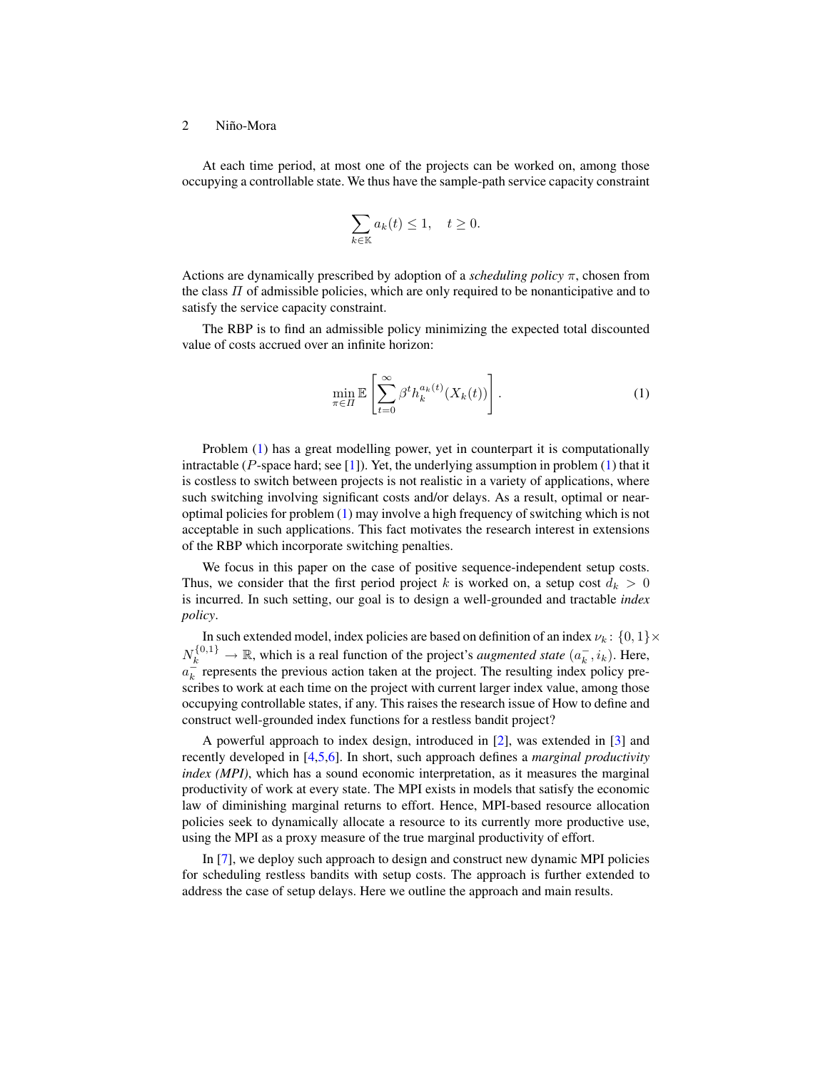At each time period, at most one of the projects can be worked on, among those occupying a controllable state. We thus have the sample-path service capacity constraint

$$\sum_{k \in \mathbb{K}} a_k(t) \leq 1, \quad t \geq 0.$$

Actions are dynamically prescribed by adoption of a *scheduling policy* $\pi$, chosen from the class $\Pi$ of admissible policies, which are only required to be nonanticipative and to satisfy the service capacity constraint.

The RBP is to find an admissible policy minimizing the expected total discounted value of costs accrued over an infinite horizon:

$$\min_{\pi \in \Pi} \mathbb{E}\left[\sum_{t=0}^{\infty} \beta^t h_k^{a_k(t)}(X_k(t))\right]. \tag{1}$$

Problem (1) has a great modelling power, yet in counterpart it is computationally intractable ($P$-space hard; see [1]). Yet, the underlying assumption in problem (1) that it is costless to switch between projects is not realistic in a variety of applications, where such switching involving significant costs and/or delays. As a result, optimal or near-optimal policies for problem (1) may involve a high frequency of switching which is not acceptable in such applications. This fact motivates the research interest in extensions of the RBP which incorporate switching penalties.

We focus in this paper on the case of positive sequence-independent setup costs. Thus, we consider that the first period project $k$ is worked on, a setup cost $d_k > 0$ is incurred. In such setting, our goal is to design a well-grounded and tractable *index policy*.

In such extended model, index policies are based on definition of an index $\nu_k \colon \{0, 1\} \times N_k^{\{0,1\}} \to \mathbb{R}$, which is a real function of the project's *augmented state* $(a_k^-, i_k)$. Here, $a_k^-$ represents the previous action taken at the project. The resulting index policy prescribes to work at each time on the project with current larger index value, among those occupying controllable states, if any. This raises the research issue of How to define and construct well-grounded index functions for a restless bandit project?

A powerful approach to index design, introduced in [2], was extended in [3] and recently developed in [4,5,6]. In short, such approach defines a *marginal productivity index (MPI)*, which has a sound economic interpretation, as it measures the marginal productivity of work at every state. The MPI exists in models that satisfy the economic law of diminishing marginal returns to effort. Hence, MPI-based resource allocation policies seek to dynamically allocate a resource to its currently more productive use, using the MPI as a proxy measure of the true marginal productivity of effort.

In [7], we deploy such approach to design and construct new dynamic MPI policies for scheduling restless bandits with setup costs. The approach is further extended to address the case of setup delays. Here we outline the approach and main results.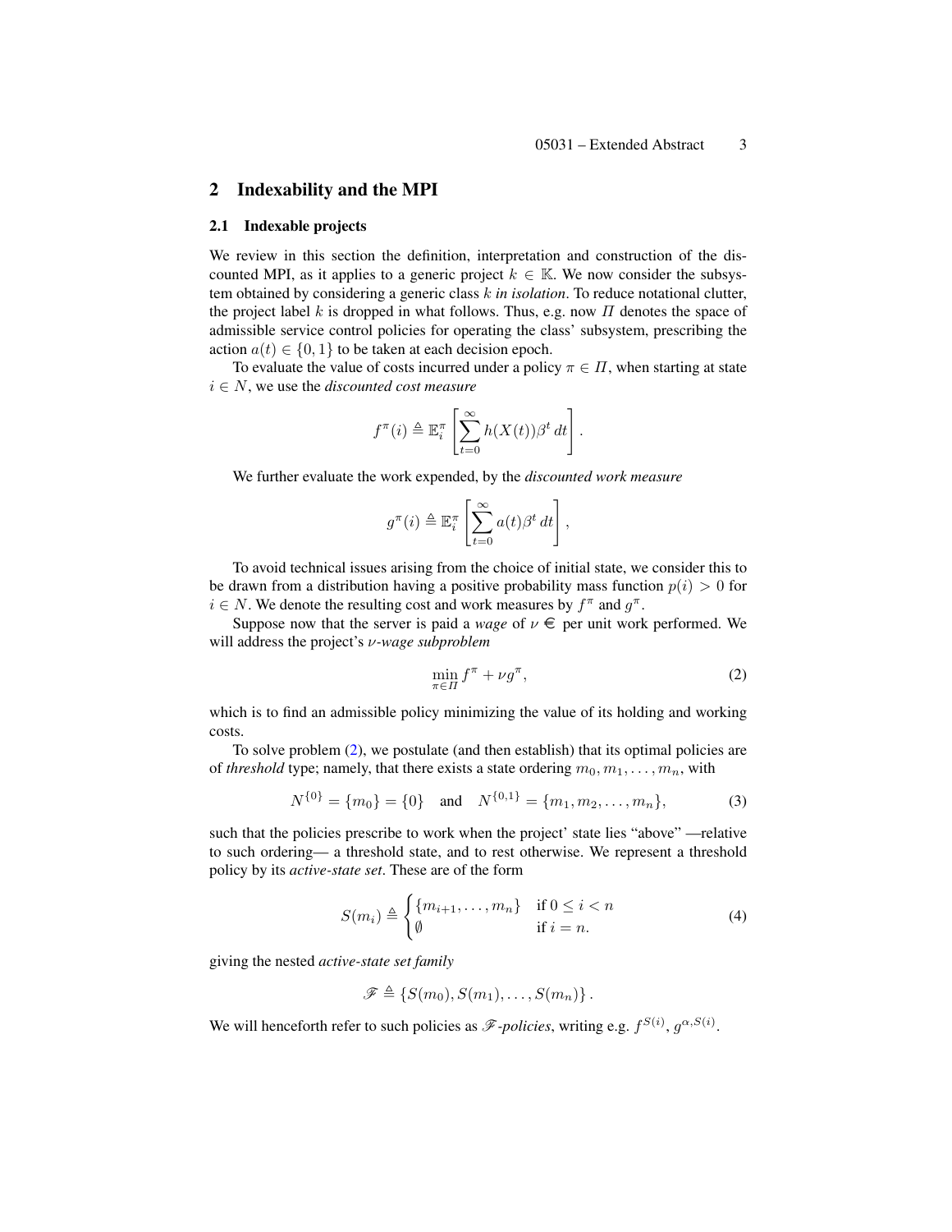## 2 Indexability and the MPI

### 2.1 Indexable projects

We review in this section the definition, interpretation and construction of the discounted MPI, as it applies to a generic project $k \in \mathbb{K}$. We now consider the subsystem obtained by considering a generic class $k$ *in isolation*. To reduce notational clutter, the project label $k$ is dropped in what follows. Thus, e.g. now $\Pi$ denotes the space of admissible service control policies for operating the class' subsystem, prescribing the action $a(t) \in \{0, 1\}$ to be taken at each decision epoch.

To evaluate the value of costs incurred under a policy $\pi \in \Pi$, when starting at state $i \in N$, we use the *discounted cost measure*

$$f^{\pi}(i) \triangleq \mathbb{E}_i^{\pi} \left[ \sum_{t=0}^{\infty} h(X(t)) \beta^t \, dt \right].$$

We further evaluate the work expended, by the *discounted work measure*

$$g^{\pi}(i) \triangleq \mathbb{E}_i^{\pi} \left[ \sum_{t=0}^{\infty} a(t) \beta^t \, dt \right],$$

To avoid technical issues arising from the choice of initial state, we consider this to be drawn from a distribution having a positive probability mass function $p(i) > 0$ for $i \in N$. We denote the resulting cost and work measures by $f^{\pi}$ and $g^{\pi}$.

Suppose now that the server is paid a *wage* of $\nu$ € per unit work performed. We will address the project's $\nu$*-wage subproblem*

$$\min_{\pi \in \Pi} f^{\pi} + \nu g^{\pi}, \tag{2}$$

which is to find an admissible policy minimizing the value of its holding and working costs.

To solve problem (2), we postulate (and then establish) that its optimal policies are of *threshold* type; namely, that there exists a state ordering $m_0, m_1, \ldots, m_n$, with

$$N^{\{0\}} = \{m_0\} = \{0\} \quad \text{and} \quad N^{\{0,1\}} = \{m_1, m_2, \ldots, m_n\}, \tag{3}$$

such that the policies prescribe to work when the project' state lies "above" —relative to such ordering— a threshold state, and to rest otherwise. We represent a threshold policy by its *active-state set*. These are of the form

$$S(m_i) \triangleq \begin{cases} \{m_{i+1}, \ldots, m_n\} & \text{if } 0 \le i < n \\ \emptyset & \text{if } i = n. \end{cases} \tag{4}$$

giving the nested *active-state set family*

$$\mathscr{F} \triangleq \{S(m_0), S(m_1), \ldots, S(m_n)\}.$$

We will henceforth refer to such policies as $\mathscr{F}$*-policies*, writing e.g. $f^{S(i)}$, $g^{\alpha, S(i)}$.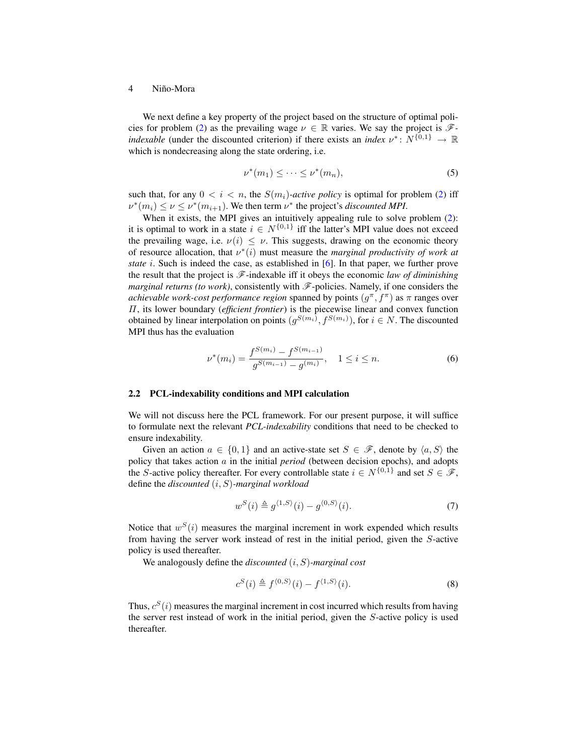We next define a key property of the project based on the structure of optimal policies for problem (2) as the prevailing wage $\nu \in \mathbb{R}$ varies. We say the project is $\mathscr{F}$-*indexable* (under the discounted criterion) if there exists an *index* $\nu^*: N^{\{0,1\}} \to \mathbb{R}$ which is nondecreasing along the state ordering, i.e.

$$\nu^*(m_1) \leq \cdots \leq \nu^*(m_n), \tag{5}$$

such that, for any $0 < i < n$, the $S(m_i)$-*active policy* is optimal for problem (2) iff $\nu^*(m_i) \leq \nu \leq \nu^*(m_{i+1})$. We then term $\nu^*$ the project's *discounted MPI*.

When it exists, the MPI gives an intuitively appealing rule to solve problem (2): it is optimal to work in a state $i \in N^{\{0,1\}}$ iff the latter's MPI value does not exceed the prevailing wage, i.e. $\nu(i) \leq \nu$. This suggests, drawing on the economic theory of resource allocation, that $\nu^*(i)$ must measure the *marginal productivity of work at state* $i$. Such is indeed the case, as established in [6]. In that paper, we further prove the result that the project is $\mathscr{F}$-indexable iff it obeys the economic *law of diminishing marginal returns (to work)*, consistently with $\mathscr{F}$-policies. Namely, if one considers the *achievable work-cost performance region* spanned by points $(g^\pi, f^\pi)$ as $\pi$ ranges over $\Pi$, its lower boundary (*efficient frontier*) is the piecewise linear and convex function obtained by linear interpolation on points $(g^{S(m_i)}, f^{S(m_i)})$, for $i \in N$. The discounted MPI thus has the evaluation

$$\nu^*(m_i) = \frac{f^{S(m_i)} - f^{S(m_{i-1})}}{g^{S(m_{i-1})} - g^{(m_i)}}, \quad 1 \leq i \leq n. \tag{6}$$

### 2.2 PCL-indexability conditions and MPI calculation

We will not discuss here the PCL framework. For our present purpose, it will suffice to formulate next the relevant *PCL-indexability* conditions that need to be checked to ensure indexability.

Given an action $a \in \{0, 1\}$ and an active-state set $S \in \mathscr{F}$, denote by $\langle a, S \rangle$ the policy that takes action $a$ in the initial *period* (between decision epochs), and adopts the $S$-active policy thereafter. For every controllable state $i \in N^{\{0,1\}}$ and set $S \in \mathscr{F}$, define the *discounted* $(i, S)$*-marginal workload*

$$w^S(i) \triangleq g^{\langle 1,S \rangle}(i) - g^{\langle 0,S \rangle}(i). \tag{7}$$

Notice that $w^S(i)$ measures the marginal increment in work expended which results from having the server work instead of rest in the initial period, given the $S$-active policy is used thereafter.

We analogously define the *discounted* $(i, S)$*-marginal cost*

$$c^S(i) \triangleq f^{\langle 0,S \rangle}(i) - f^{\langle 1,S \rangle}(i). \tag{8}$$

Thus, $c^S(i)$ measures the marginal increment in cost incurred which results from having the server rest instead of work in the initial period, given the $S$-active policy is used thereafter.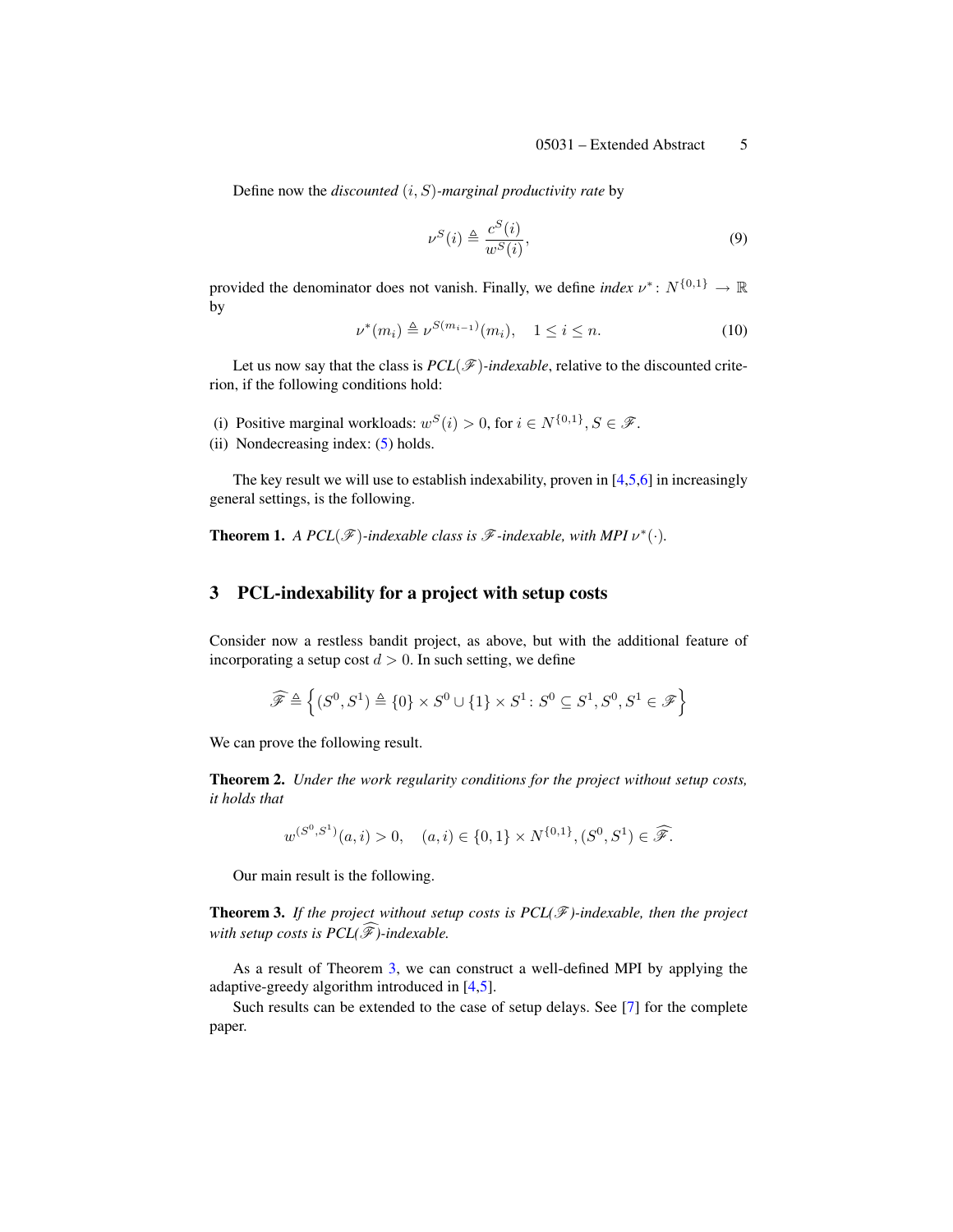Define now the *discounted* $(i, S)$*-marginal productivity rate* by

$$\nu^S(i) \triangleq \frac{c^S(i)}{w^S(i)}, \tag{9}$$

provided the denominator does not vanish. Finally, we define *index* $\nu^* \colon N^{\{0,1\}} \to \mathbb{R}$ by

$$\nu^*(m_i) \triangleq \nu^{S(m_{i-1})}(m_i), \quad 1 \leq i \leq n. \tag{10}$$

Let us now say that the class is *PCL*($\mathscr{F}$)*-indexable*, relative to the discounted criterion, if the following conditions hold:

(i) Positive marginal workloads: $w^S(i) > 0$, for $i \in N^{\{0,1\}}, S \in \mathscr{F}$.
(ii) Nondecreasing index: (5) holds.

The key result we will use to establish indexability, proven in [4,5,6] in increasingly general settings, is the following.

**Theorem 1.** *A PCL*($\mathscr{F}$)*-indexable class is* $\mathscr{F}$*-indexable, with MPI* $\nu^*(\cdot)$.

## 3 PCL-indexability for a project with setup costs

Consider now a restless bandit project, as above, but with the additional feature of incorporating a setup cost $d > 0$. In such setting, we define

$$\widehat{\mathscr{F}} \triangleq \left\{ (S^0, S^1) \triangleq \{0\} \times S^0 \cup \{1\} \times S^1 : S^0 \subseteq S^1, S^0, S^1 \in \mathscr{F} \right\}$$

We can prove the following result.

**Theorem 2.** *Under the work regularity conditions for the project without setup costs, it holds that*

$$w^{(S^0,S^1)}(a, i) > 0, \quad (a, i) \in \{0, 1\} \times N^{\{0,1\}}, (S^0, S^1) \in \widehat{\mathscr{F}}.$$

Our main result is the following.

**Theorem 3.** *If the project without setup costs is PCL*($\mathscr{F}$)*-indexable, then the project with setup costs is PCL*($\widehat{\mathscr{F}}$)*-indexable.*

As a result of Theorem 3, we can construct a well-defined MPI by applying the adaptive-greedy algorithm introduced in [4,5].

Such results can be extended to the case of setup delays. See [7] for the complete paper.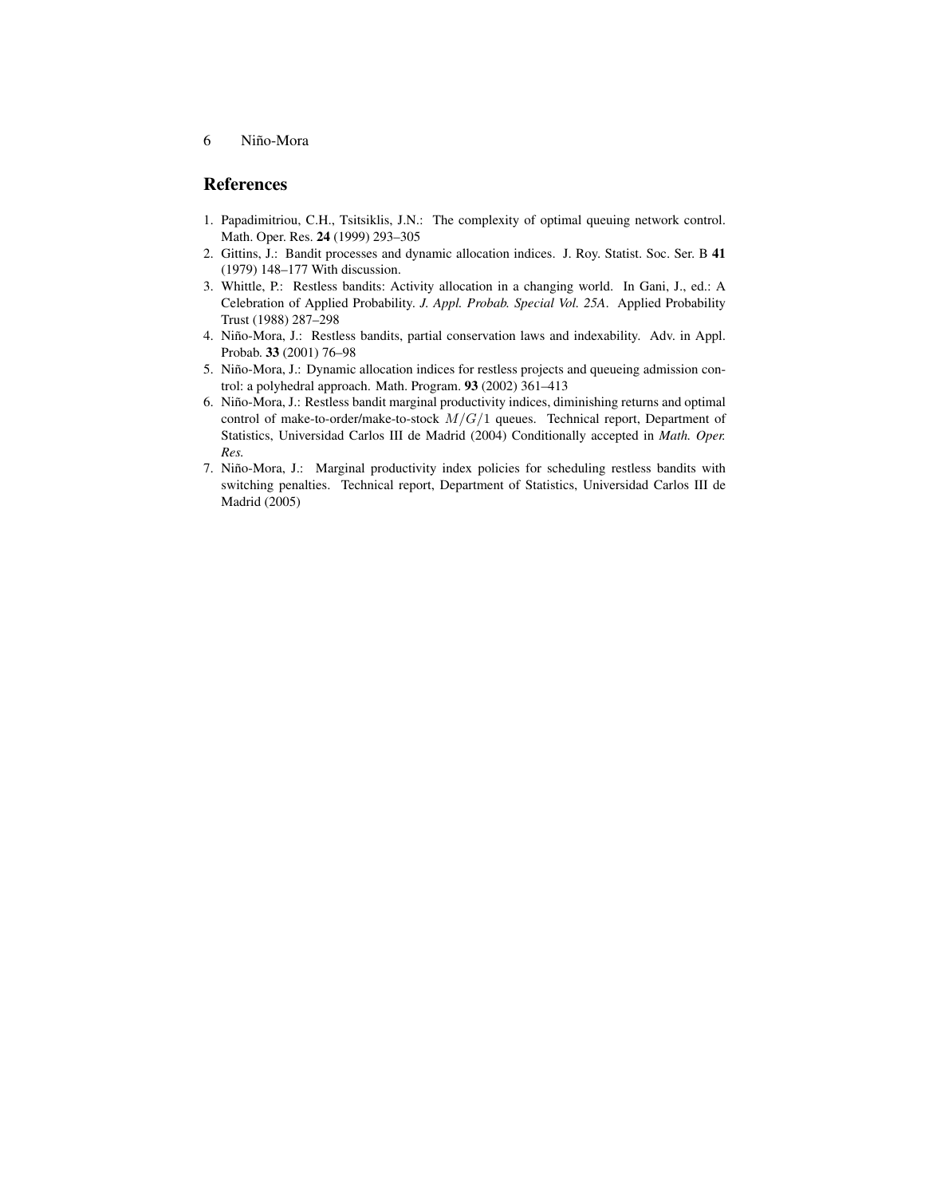## References

1. Papadimitriou, C.H., Tsitsiklis, J.N.: The complexity of optimal queuing network control. Math. Oper. Res. **24** (1999) 293–305
2. Gittins, J.: Bandit processes and dynamic allocation indices. J. Roy. Statist. Soc. Ser. B **41** (1979) 148–177 With discussion.
3. Whittle, P.: Restless bandits: Activity allocation in a changing world. In Gani, J., ed.: A Celebration of Applied Probability. *J. Appl. Probab. Special Vol. 25A*. Applied Probability Trust (1988) 287–298
4. Niño-Mora, J.: Restless bandits, partial conservation laws and indexability. Adv. in Appl. Probab. **33** (2001) 76–98
5. Niño-Mora, J.: Dynamic allocation indices for restless projects and queueing admission control: a polyhedral approach. Math. Program. **93** (2002) 361–413
6. Niño-Mora, J.: Restless bandit marginal productivity indices, diminishing returns and optimal control of make-to-order/make-to-stock $M/G/1$ queues. Technical report, Department of Statistics, Universidad Carlos III de Madrid (2004) Conditionally accepted in *Math. Oper. Res.*
7. Niño-Mora, J.: Marginal productivity index policies for scheduling restless bandits with switching penalties. Technical report, Department of Statistics, Universidad Carlos III de Madrid (2005)